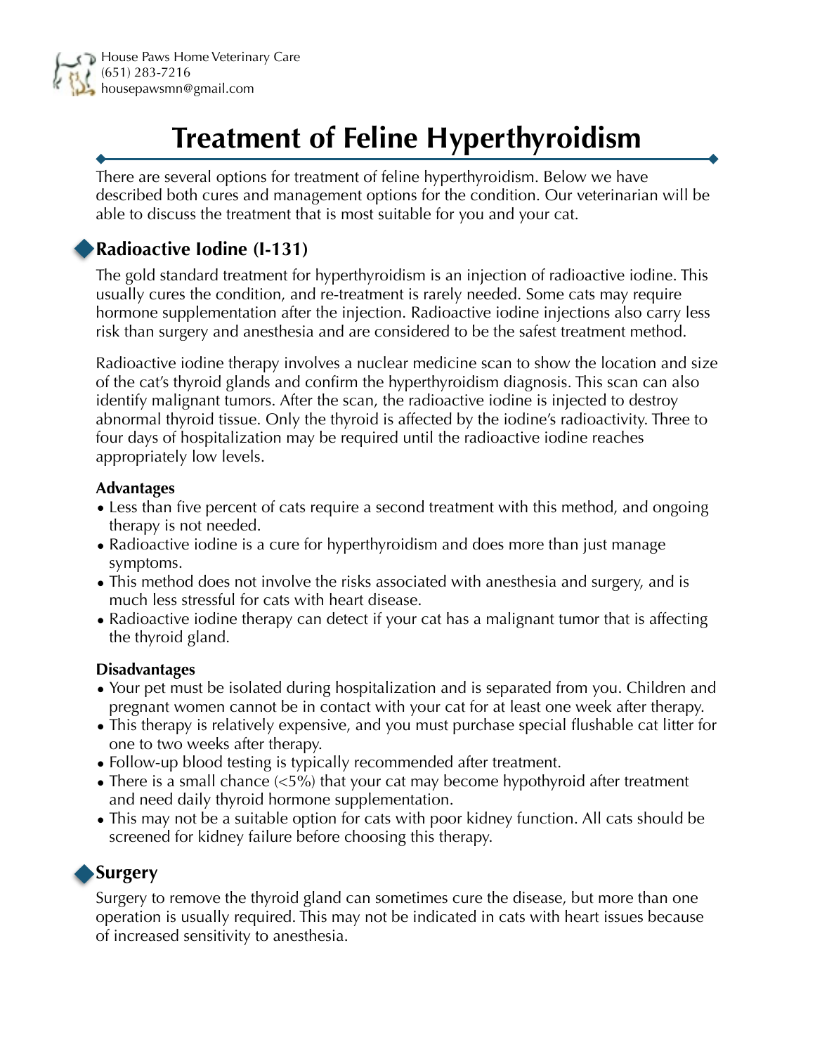House Paws Home Veterinary Care
(651) 283-7216
housepawsmn@gmail.com

# Treatment of Feline Hyperthyroidism

There are several options for treatment of feline hyperthyroidism. Below we have described both cures and management options for the condition. Our veterinarian will be able to discuss the treatment that is most suitable for you and your cat.

## Radioactive Iodine (I-131)

The gold standard treatment for hyperthyroidism is an injection of radioactive iodine. This usually cures the condition, and re-treatment is rarely needed. Some cats may require hormone supplementation after the injection. Radioactive iodine injections also carry less risk than surgery and anesthesia and are considered to be the safest treatment method.

Radioactive iodine therapy involves a nuclear medicine scan to show the location and size of the cat's thyroid glands and confirm the hyperthyroidism diagnosis. This scan can also identify malignant tumors. After the scan, the radioactive iodine is injected to destroy abnormal thyroid tissue. Only the thyroid is affected by the iodine's radioactivity. Three to four days of hospitalization may be required until the radioactive iodine reaches appropriately low levels.

### Advantages

- Less than five percent of cats require a second treatment with this method, and ongoing therapy is not needed.
- Radioactive iodine is a cure for hyperthyroidism and does more than just manage symptoms.
- This method does not involve the risks associated with anesthesia and surgery, and is much less stressful for cats with heart disease.
- Radioactive iodine therapy can detect if your cat has a malignant tumor that is affecting the thyroid gland.

### Disadvantages

- Your pet must be isolated during hospitalization and is separated from you. Children and pregnant women cannot be in contact with your cat for at least one week after therapy.
- This therapy is relatively expensive, and you must purchase special flushable cat litter for one to two weeks after therapy.
- Follow-up blood testing is typically recommended after treatment.
- There is a small chance (<5%) that your cat may become hypothyroid after treatment and need daily thyroid hormone supplementation.
- This may not be a suitable option for cats with poor kidney function. All cats should be screened for kidney failure before choosing this therapy.

## Surgery

Surgery to remove the thyroid gland can sometimes cure the disease, but more than one operation is usually required. This may not be indicated in cats with heart issues because of increased sensitivity to anesthesia.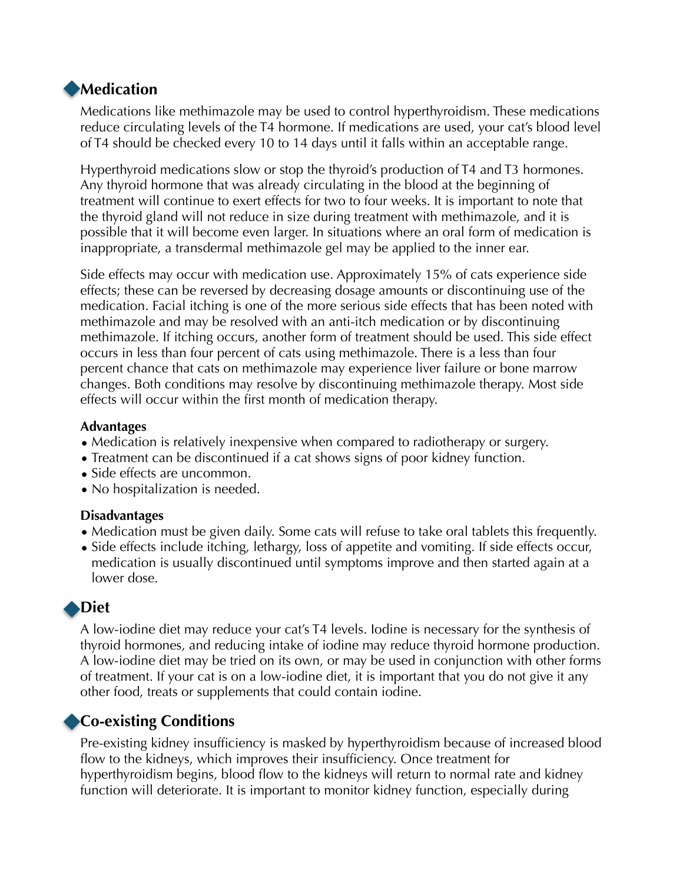## Medication

Medications like methimazole may be used to control hyperthyroidism. These medications reduce circulating levels of the T4 hormone. If medications are used, your cat's blood level of T4 should be checked every 10 to 14 days until it falls within an acceptable range.

Hyperthyroid medications slow or stop the thyroid's production of T4 and T3 hormones. Any thyroid hormone that was already circulating in the blood at the beginning of treatment will continue to exert effects for two to four weeks. It is important to note that the thyroid gland will not reduce in size during treatment with methimazole, and it is possible that it will become even larger. In situations where an oral form of medication is inappropriate, a transdermal methimazole gel may be applied to the inner ear.

Side effects may occur with medication use. Approximately 15% of cats experience side effects; these can be reversed by decreasing dosage amounts or discontinuing use of the medication. Facial itching is one of the more serious side effects that has been noted with methimazole and may be resolved with an anti-itch medication or by discontinuing methimazole. If itching occurs, another form of treatment should be used. This side effect occurs in less than four percent of cats using methimazole. There is a less than four percent chance that cats on methimazole may experience liver failure or bone marrow changes. Both conditions may resolve by discontinuing methimazole therapy. Most side effects will occur within the first month of medication therapy.

**Advantages**

- Medication is relatively inexpensive when compared to radiotherapy or surgery.
- Treatment can be discontinued if a cat shows signs of poor kidney function.
- Side effects are uncommon.
- No hospitalization is needed.

**Disadvantages**

- Medication must be given daily. Some cats will refuse to take oral tablets this frequently.
- Side effects include itching, lethargy, loss of appetite and vomiting. If side effects occur, medication is usually discontinued until symptoms improve and then started again at a lower dose.

## Diet

A low-iodine diet may reduce your cat's T4 levels. Iodine is necessary for the synthesis of thyroid hormones, and reducing intake of iodine may reduce thyroid hormone production. A low-iodine diet may be tried on its own, or may be used in conjunction with other forms of treatment. If your cat is on a low-iodine diet, it is important that you do not give it any other food, treats or supplements that could contain iodine.

## Co-existing Conditions

Pre-existing kidney insufficiency is masked by hyperthyroidism because of increased blood flow to the kidneys, which improves their insufficiency. Once treatment for hyperthyroidism begins, blood flow to the kidneys will return to normal rate and kidney function will deteriorate. It is important to monitor kidney function, especially during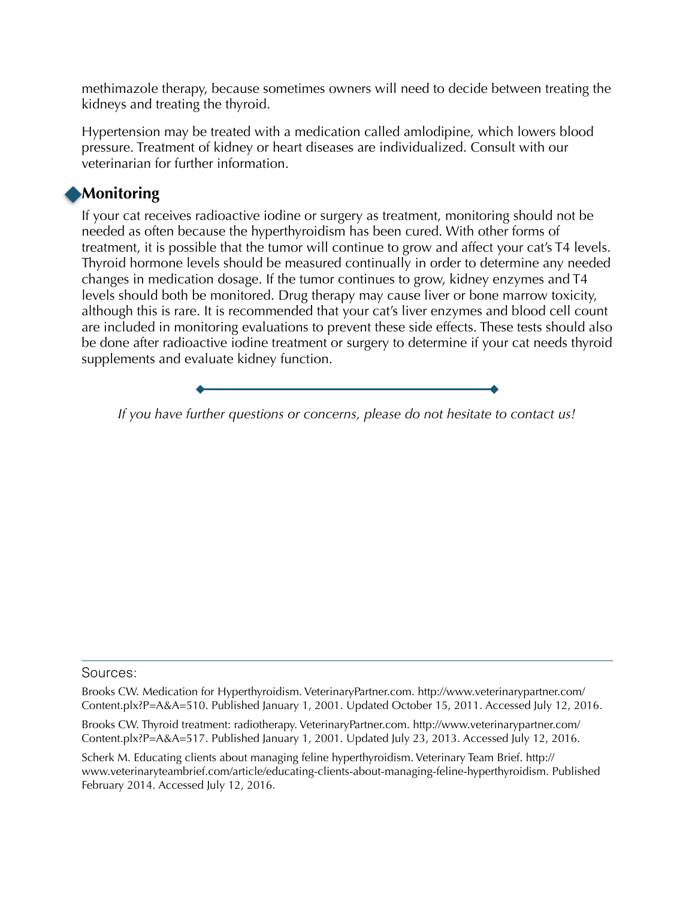methimazole therapy, because sometimes owners will need to decide between treating the kidneys and treating the thyroid.

Hypertension may be treated with a medication called amlodipine, which lowers blood pressure. Treatment of kidney or heart diseases are individualized. Consult with our veterinarian for further information.

## Monitoring

If your cat receives radioactive iodine or surgery as treatment, monitoring should not be needed as often because the hyperthyroidism has been cured. With other forms of treatment, it is possible that the tumor will continue to grow and affect your cat's T4 levels. Thyroid hormone levels should be measured continually in order to determine any needed changes in medication dosage. If the tumor continues to grow, kidney enzymes and T4 levels should both be monitored. Drug therapy may cause liver or bone marrow toxicity, although this is rare. It is recommended that your cat's liver enzymes and blood cell count are included in monitoring evaluations to prevent these side effects. These tests should also be done after radioactive iodine treatment or surgery to determine if your cat needs thyroid supplements and evaluate kidney function.

---

*If you have further questions or concerns, please do not hesitate to contact us!*

---

Sources:

Brooks CW. Medication for Hyperthyroidism. VeterinaryPartner.com. http://www.veterinarypartner.com/Content.plx?P=A&A=510. Published January 1, 2001. Updated October 15, 2011. Accessed July 12, 2016.

Brooks CW. Thyroid treatment: radiotherapy. VeterinaryPartner.com. http://www.veterinarypartner.com/Content.plx?P=A&A=517. Published January 1, 2001. Updated July 23, 2013. Accessed July 12, 2016.

Scherk M. Educating clients about managing feline hyperthyroidism. Veterinary Team Brief. http://www.veterinaryteambrief.com/article/educating-clients-about-managing-feline-hyperthyroidism. Published February 2014. Accessed July 12, 2016.